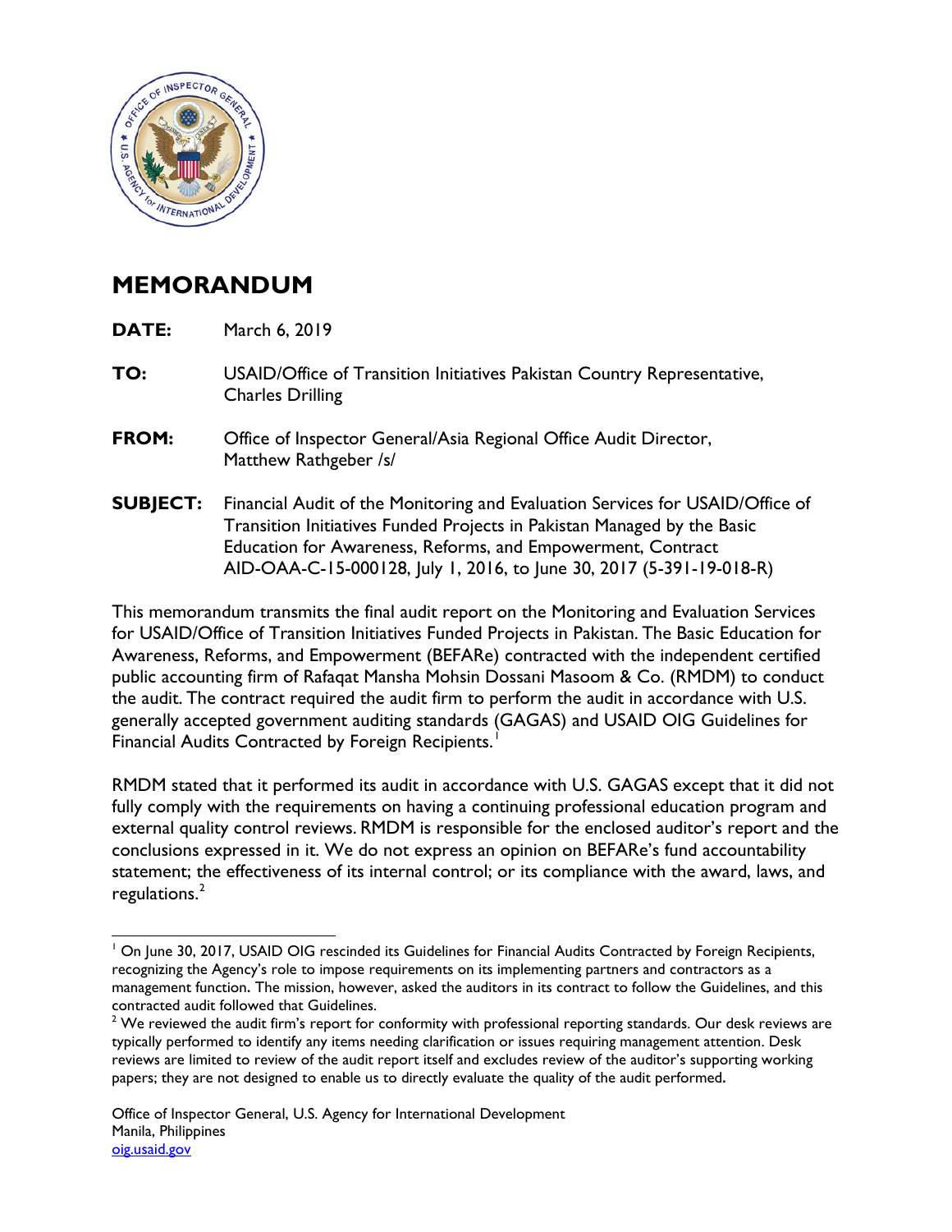# MEMORANDUM

**DATE:** March 6, 2019

**TO:** USAID/Office of Transition Initiatives Pakistan Country Representative, Charles Drilling

**FROM:** Office of Inspector General/Asia Regional Office Audit Director, Matthew Rathgeber /s/

**SUBJECT:** Financial Audit of the Monitoring and Evaluation Services for USAID/Office of Transition Initiatives Funded Projects in Pakistan Managed by the Basic Education for Awareness, Reforms, and Empowerment, Contract AID-OAA-C-15-000128, July 1, 2016, to June 30, 2017 (5-391-19-018-R)

This memorandum transmits the final audit report on the Monitoring and Evaluation Services for USAID/Office of Transition Initiatives Funded Projects in Pakistan. The Basic Education for Awareness, Reforms, and Empowerment (BEFARe) contracted with the independent certified public accounting firm of Rafaqat Mansha Mohsin Dossani Masoom & Co. (RMDM) to conduct the audit. The contract required the audit firm to perform the audit in accordance with U.S. generally accepted government auditing standards (GAGAS) and USAID OIG Guidelines for Financial Audits Contracted by Foreign Recipients.[1]

RMDM stated that it performed its audit in accordance with U.S. GAGAS except that it did not fully comply with the requirements on having a continuing professional education program and external quality control reviews. RMDM is responsible for the enclosed auditor's report and the conclusions expressed in it. We do not express an opinion on BEFARe's fund accountability statement; the effectiveness of its internal control; or its compliance with the award, laws, and regulations.[2]

---

[1] On June 30, 2017, USAID OIG rescinded its Guidelines for Financial Audits Contracted by Foreign Recipients, recognizing the Agency's role to impose requirements on its implementing partners and contractors as a management function. The mission, however, asked the auditors in its contract to follow the Guidelines, and this contracted audit followed that Guidelines.

[2] We reviewed the audit firm's report for conformity with professional reporting standards. Our desk reviews are typically performed to identify any items needing clarification or issues requiring management attention. Desk reviews are limited to review of the audit report itself and excludes review of the auditor's supporting working papers; they are not designed to enable us to directly evaluate the quality of the audit performed.

Office of Inspector General, U.S. Agency for International Development
Manila, Philippines
oig.usaid.gov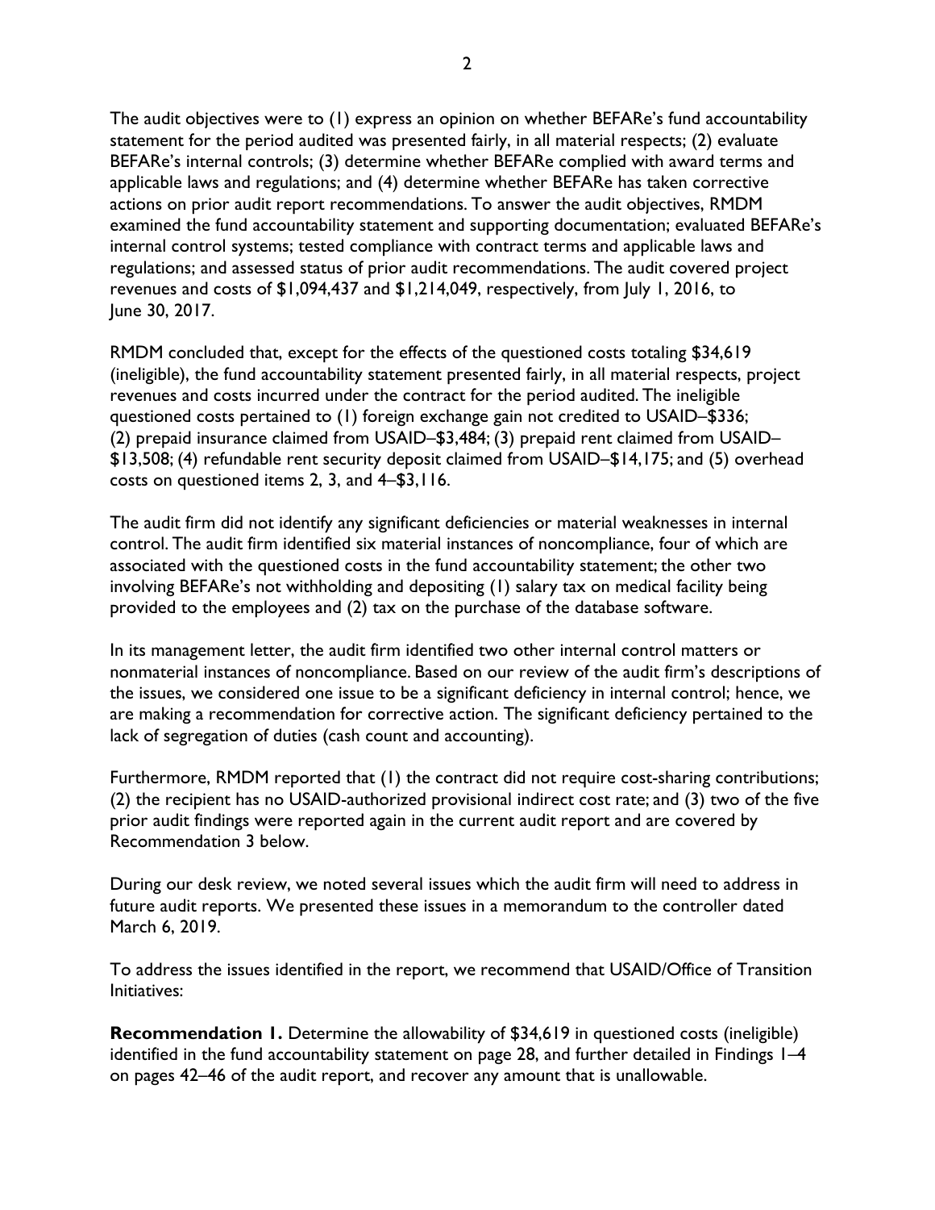The audit objectives were to (1) express an opinion on whether BEFARe's fund accountability statement for the period audited was presented fairly, in all material respects; (2) evaluate BEFARe's internal controls; (3) determine whether BEFARe complied with award terms and applicable laws and regulations; and (4) determine whether BEFARe has taken corrective actions on prior audit report recommendations. To answer the audit objectives, RMDM examined the fund accountability statement and supporting documentation; evaluated BEFARe's internal control systems; tested compliance with contract terms and applicable laws and regulations; and assessed status of prior audit recommendations. The audit covered project revenues and costs of $1,094,437 and $1,214,049, respectively, from July 1, 2016, to June 30, 2017.

RMDM concluded that, except for the effects of the questioned costs totaling $34,619 (ineligible), the fund accountability statement presented fairly, in all material respects, project revenues and costs incurred under the contract for the period audited. The ineligible questioned costs pertained to (1) foreign exchange gain not credited to USAID–$336; (2) prepaid insurance claimed from USAID–$3,484; (3) prepaid rent claimed from USAID–$13,508; (4) refundable rent security deposit claimed from USAID–$14,175; and (5) overhead costs on questioned items 2, 3, and 4–$3,116.

The audit firm did not identify any significant deficiencies or material weaknesses in internal control. The audit firm identified six material instances of noncompliance, four of which are associated with the questioned costs in the fund accountability statement; the other two involving BEFARe's not withholding and depositing (1) salary tax on medical facility being provided to the employees and (2) tax on the purchase of the database software.

In its management letter, the audit firm identified two other internal control matters or nonmaterial instances of noncompliance. Based on our review of the audit firm's descriptions of the issues, we considered one issue to be a significant deficiency in internal control; hence, we are making a recommendation for corrective action. The significant deficiency pertained to the lack of segregation of duties (cash count and accounting).

Furthermore, RMDM reported that (1) the contract did not require cost-sharing contributions; (2) the recipient has no USAID-authorized provisional indirect cost rate; and (3) two of the five prior audit findings were reported again in the current audit report and are covered by Recommendation 3 below.

During our desk review, we noted several issues which the audit firm will need to address in future audit reports. We presented these issues in a memorandum to the controller dated March 6, 2019.

To address the issues identified in the report, we recommend that USAID/Office of Transition Initiatives:

**Recommendation 1.** Determine the allowability of $34,619 in questioned costs (ineligible) identified in the fund accountability statement on page 28, and further detailed in Findings 1–4 on pages 42–46 of the audit report, and recover any amount that is unallowable.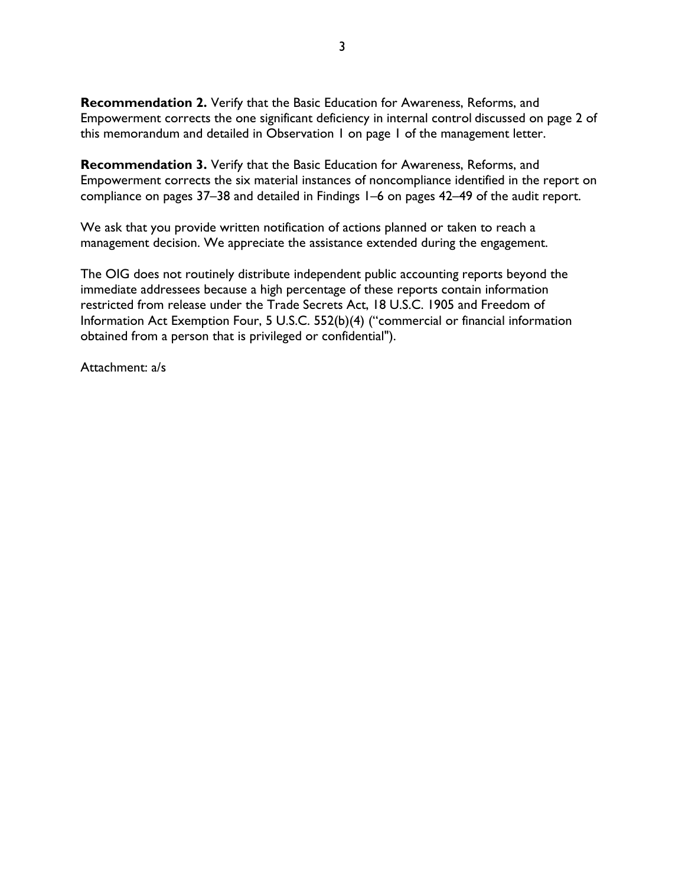**Recommendation 2.** Verify that the Basic Education for Awareness, Reforms, and Empowerment corrects the one significant deficiency in internal control discussed on page 2 of this memorandum and detailed in Observation 1 on page 1 of the management letter.

**Recommendation 3.** Verify that the Basic Education for Awareness, Reforms, and Empowerment corrects the six material instances of noncompliance identified in the report on compliance on pages 37–38 and detailed in Findings 1–6 on pages 42–49 of the audit report.

We ask that you provide written notification of actions planned or taken to reach a management decision. We appreciate the assistance extended during the engagement.

The OIG does not routinely distribute independent public accounting reports beyond the immediate addressees because a high percentage of these reports contain information restricted from release under the Trade Secrets Act, 18 U.S.C. 1905 and Freedom of Information Act Exemption Four, 5 U.S.C. 552(b)(4) ("commercial or financial information obtained from a person that is privileged or confidential").

Attachment: a/s